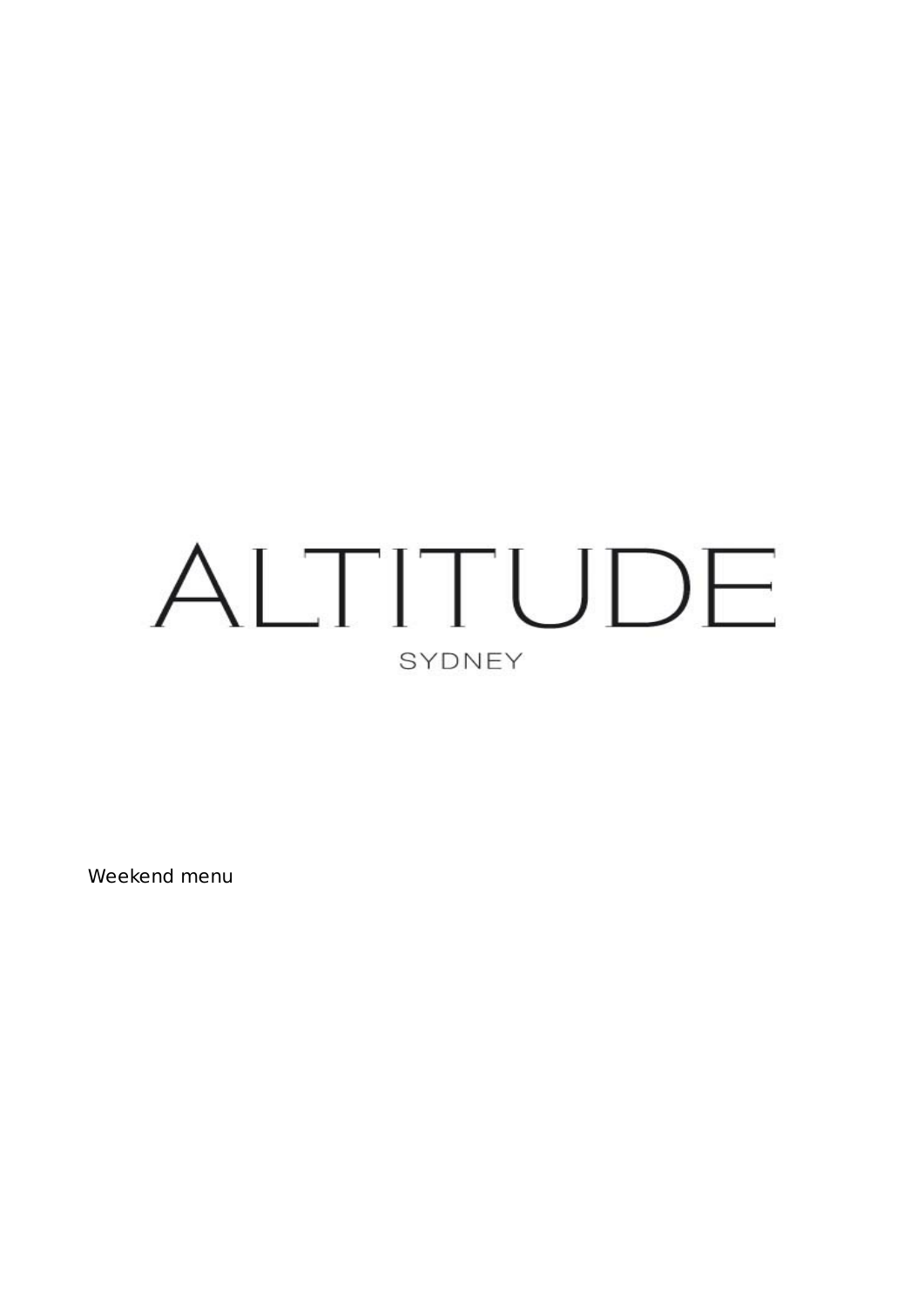# ALTITUDE

SYDNEY

Weekend menu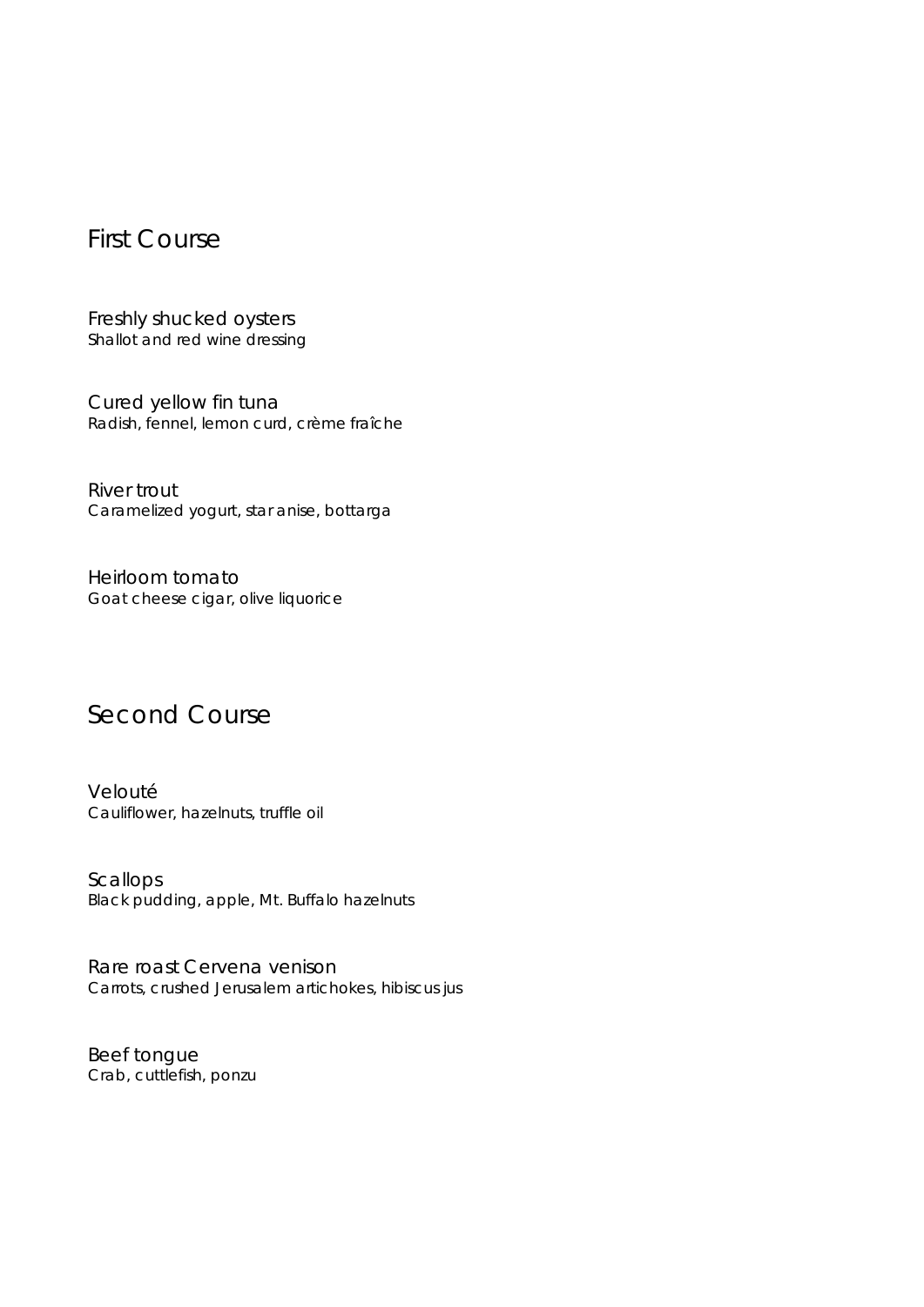## First Course

Freshly shucked oysters
Shallot and red wine dressing

Cured yellow fin tuna
Radish, fennel, lemon curd, crème fraîche

River trout
Caramelized yogurt, star anise, bottarga

Heirloom tomato
Goat cheese cigar, olive liquorice

## Second Course

Velouté
Cauliflower, hazelnuts, truffle oil

Scallops
Black pudding, apple, Mt. Buffalo hazelnuts

Rare roast Cervena venison
Carrots, crushed Jerusalem artichokes, hibiscus jus

Beef tongue
Crab, cuttlefish, ponzu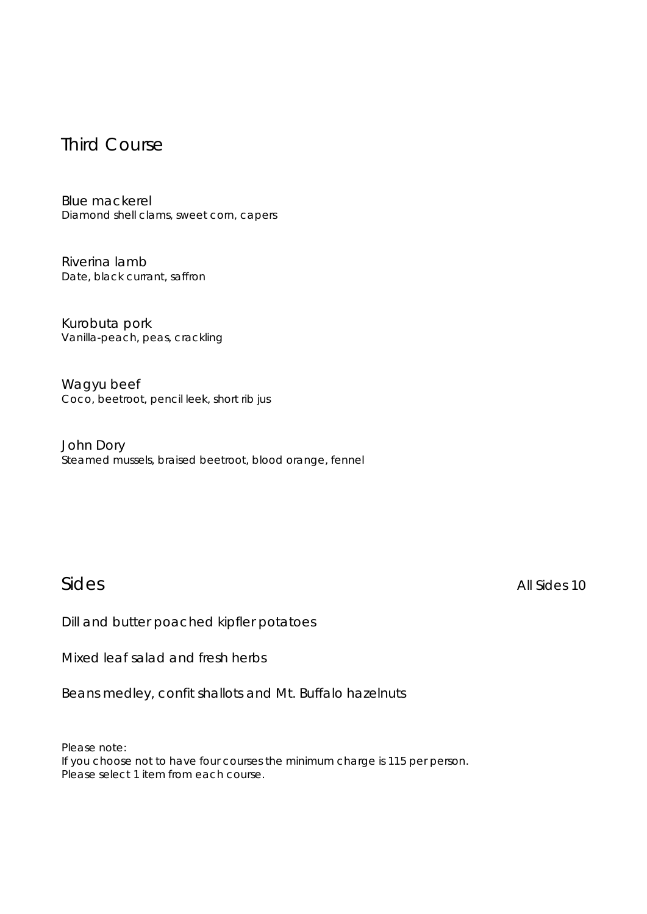## Third Course

Blue mackerel
Diamond shell clams, sweet corn, capers

Riverina lamb
Date, black currant, saffron

Kurobuta pork
Vanilla-peach, peas, crackling

Wagyu beef
Coco, beetroot, pencil leek, short rib jus

John Dory
Steamed mussels, braised beetroot, blood orange, fennel

## Sides

All Sides 10

Dill and butter poached kipfler potatoes

Mixed leaf salad and fresh herbs

Beans medley, confit shallots and Mt. Buffalo hazelnuts

Please note:
If you choose not to have four courses the minimum charge is 115 per person.
Please select 1 item from each course.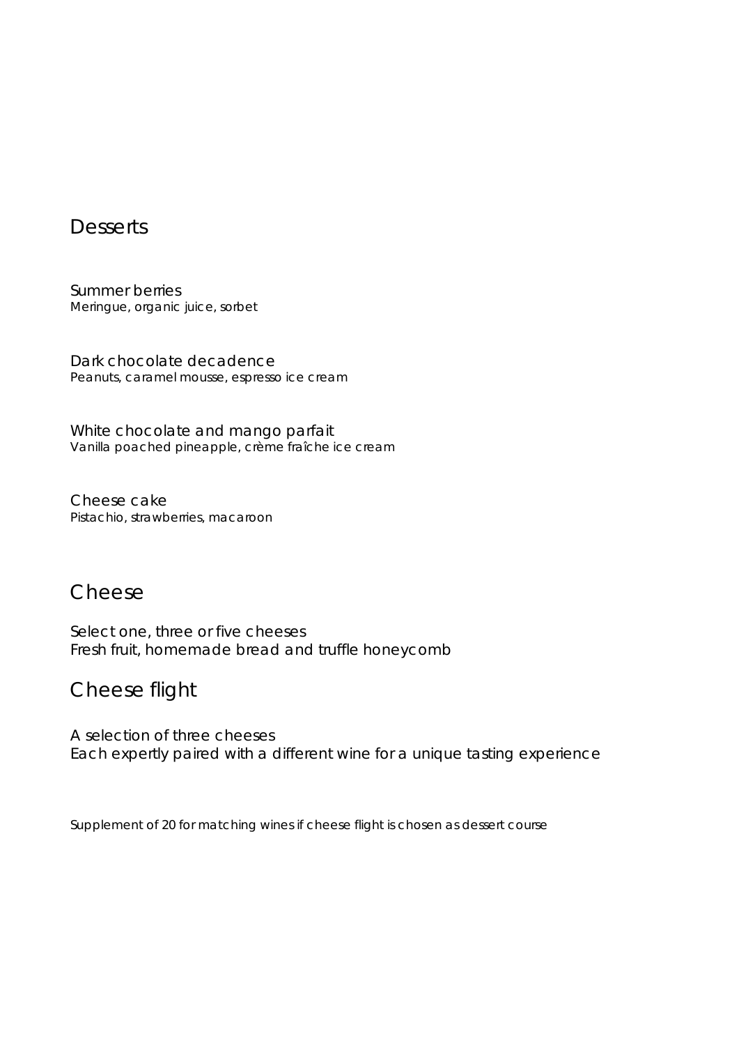## Desserts

Summer berries
Meringue, organic juice, sorbet

Dark chocolate decadence
Peanuts, caramel mousse, espresso ice cream

White chocolate and mango parfait
Vanilla poached pineapple, crème fraîche ice cream

Cheese cake
Pistachio, strawberries, macaroon

## Cheese

Select one, three or five cheeses
Fresh fruit, homemade bread and truffle honeycomb

## Cheese flight

A selection of three cheeses
Each expertly paired with a different wine for a unique tasting experience

Supplement of 20 for matching wines if cheese flight is chosen as dessert course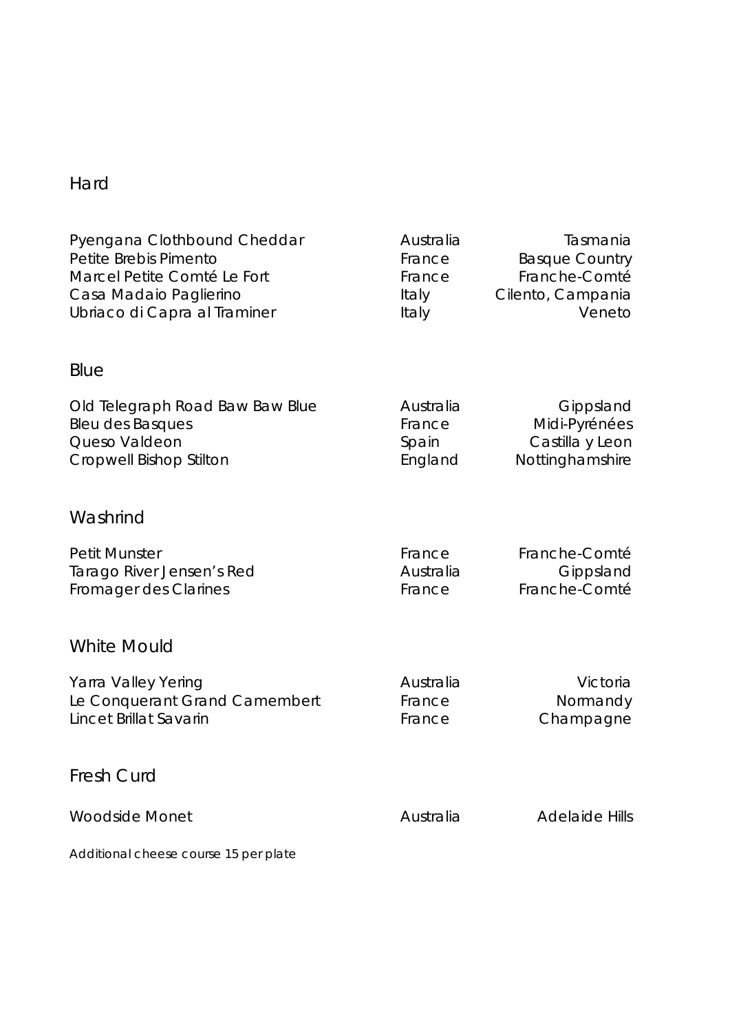## Hard

| | | |
|---|---|---|
| Pyengana Clothbound Cheddar | Australia | Tasmania |
| Petite Brebis Pimento | France | Basque Country |
| Marcel Petite Comté Le Fort | France | Franche-Comté |
| Casa Madaio Paglierino | Italy | Cilento, Campania |
| Ubriaco di Capra al Traminer | Italy | Veneto |

## Blue

| | | |
|---|---|---|
| Old Telegraph Road Baw Baw Blue | Australia | Gippsland |
| Bleu des Basques | France | Midi-Pyrénées |
| Queso Valdeon | Spain | Castilla y Leon |
| Cropwell Bishop Stilton | England | Nottinghamshire |

## Washrind

| | | |
|---|---|---|
| Petit Munster | France | Franche-Comté |
| Tarago River Jensen's Red | Australia | Gippsland |
| Fromager des Clarines | France | Franche-Comté |

## White Mould

| | | |
|---|---|---|
| Yarra Valley Yering | Australia | Victoria |
| Le Conquerant Grand Camembert | France | Normandy |
| Lincet Brillat Savarin | France | Champagne |

## Fresh Curd

| | | |
|---|---|---|
| Woodside Monet | Australia | Adelaide Hills |

*Additional cheese course 15 per plate*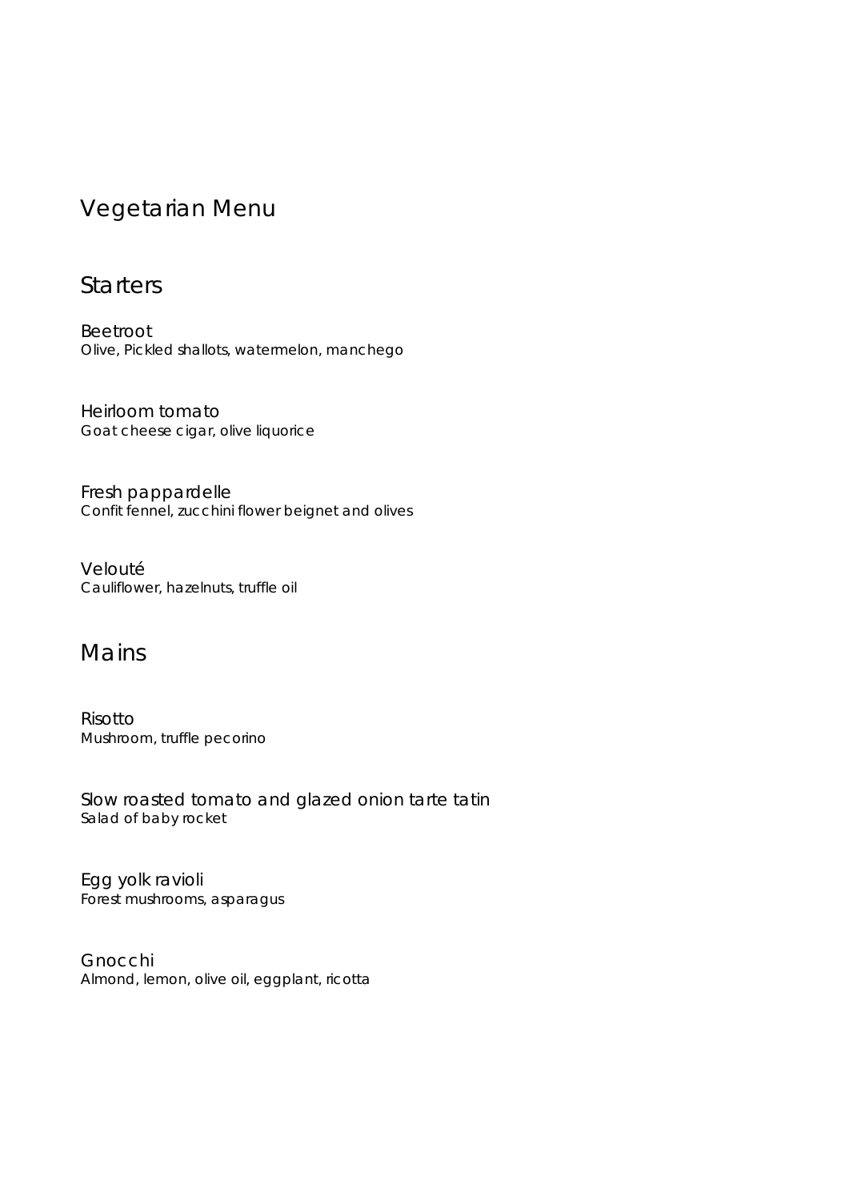# Vegetarian Menu

## Starters

Beetroot
Olive, Pickled shallots, watermelon, manchego

Heirloom tomato
Goat cheese cigar, olive liquorice

Fresh pappardelle
Confit fennel, zucchini flower beignet and olives

Velouté
Cauliflower, hazelnuts, truffle oil

## Mains

Risotto
Mushroom, truffle pecorino

Slow roasted tomato and glazed onion tarte tatin
Salad of baby rocket

Egg yolk ravioli
Forest mushrooms, asparagus

Gnocchi
Almond, lemon, olive oil, eggplant, ricotta